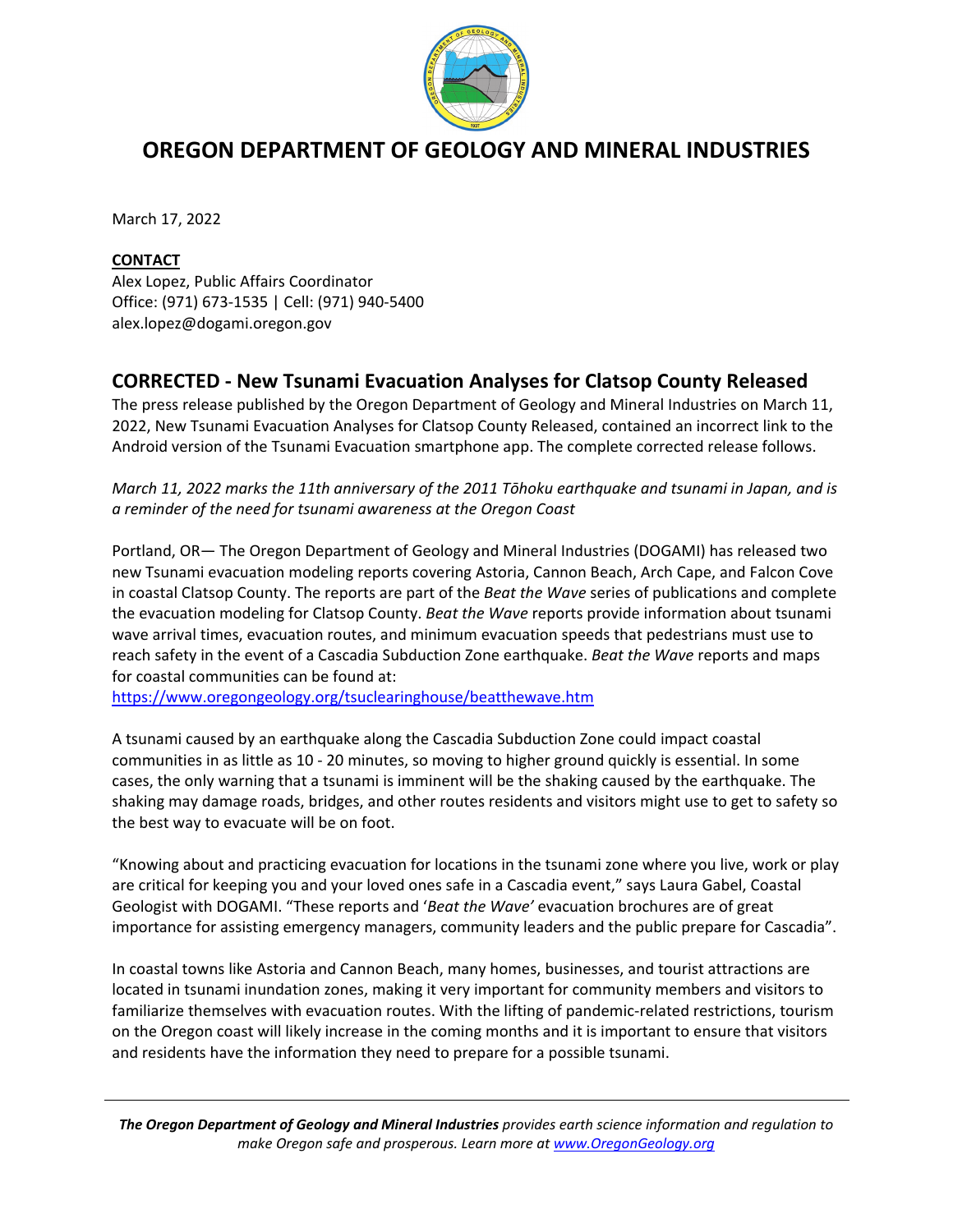# OREGON DEPARTMENT OF GEOLOGY AND MINERAL INDUSTRIES

March 17, 2022

**CONTACT**
Alex Lopez, Public Affairs Coordinator
Office: (971) 673-1535 | Cell: (971) 940-5400
alex.lopez@dogami.oregon.gov

## CORRECTED - New Tsunami Evacuation Analyses for Clatsop County Released

The press release published by the Oregon Department of Geology and Mineral Industries on March 11, 2022, New Tsunami Evacuation Analyses for Clatsop County Released, contained an incorrect link to the Android version of the Tsunami Evacuation smartphone app. The complete corrected release follows.

*March 11, 2022 marks the 11th anniversary of the 2011 Tōhoku earthquake and tsunami in Japan, and is a reminder of the need for tsunami awareness at the Oregon Coast*

Portland, OR— The Oregon Department of Geology and Mineral Industries (DOGAMI) has released two new Tsunami evacuation modeling reports covering Astoria, Cannon Beach, Arch Cape, and Falcon Cove in coastal Clatsop County. The reports are part of the *Beat the Wave* series of publications and complete the evacuation modeling for Clatsop County. *Beat the Wave* reports provide information about tsunami wave arrival times, evacuation routes, and minimum evacuation speeds that pedestrians must use to reach safety in the event of a Cascadia Subduction Zone earthquake. *Beat the Wave* reports and maps for coastal communities can be found at:
https://www.oregongeology.org/tsuclearinghouse/beatthewave.htm

A tsunami caused by an earthquake along the Cascadia Subduction Zone could impact coastal communities in as little as 10 - 20 minutes, so moving to higher ground quickly is essential. In some cases, the only warning that a tsunami is imminent will be the shaking caused by the earthquake. The shaking may damage roads, bridges, and other routes residents and visitors might use to get to safety so the best way to evacuate will be on foot.

"Knowing about and practicing evacuation for locations in the tsunami zone where you live, work or play are critical for keeping you and your loved ones safe in a Cascadia event," says Laura Gabel, Coastal Geologist with DOGAMI. "These reports and '*Beat the Wave'* evacuation brochures are of great importance for assisting emergency managers, community leaders and the public prepare for Cascadia".

In coastal towns like Astoria and Cannon Beach, many homes, businesses, and tourist attractions are located in tsunami inundation zones, making it very important for community members and visitors to familiarize themselves with evacuation routes. With the lifting of pandemic-related restrictions, tourism on the Oregon coast will likely increase in the coming months and it is important to ensure that visitors and residents have the information they need to prepare for a possible tsunami.

***The Oregon Department of Geology and Mineral Industries** provides earth science information and regulation to make Oregon safe and prosperous. Learn more at www.OregonGeology.org*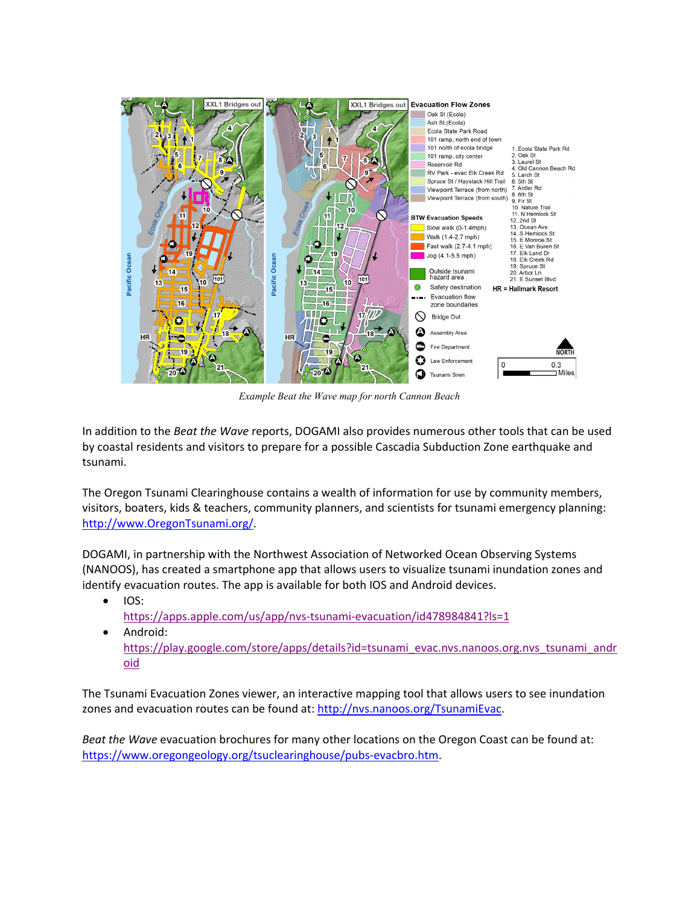*Example Beat the Wave map for north Cannon Beach*

In addition to the *Beat the Wave* reports, DOGAMI also provides numerous other tools that can be used by coastal residents and visitors to prepare for a possible Cascadia Subduction Zone earthquake and tsunami.

The Oregon Tsunami Clearinghouse contains a wealth of information for use by community members, visitors, boaters, kids & teachers, community planners, and scientists for tsunami emergency planning: http://www.OregonTsunami.org/.

DOGAMI, in partnership with the Northwest Association of Networked Ocean Observing Systems (NANOOS), has created a smartphone app that allows users to visualize tsunami inundation zones and identify evacuation routes. The app is available for both IOS and Android devices.

- IOS: https://apps.apple.com/us/app/nvs-tsunami-evacuation/id478984841?ls=1
- Android: https://play.google.com/store/apps/details?id=tsunami_evac.nvs.nanoos.org.nvs_tsunami_android

The Tsunami Evacuation Zones viewer, an interactive mapping tool that allows users to see inundation zones and evacuation routes can be found at: http://nvs.nanoos.org/TsunamiEvac.

*Beat the Wave* evacuation brochures for many other locations on the Oregon Coast can be found at: https://www.oregongeology.org/tsuclearinghouse/pubs-evacbro.htm.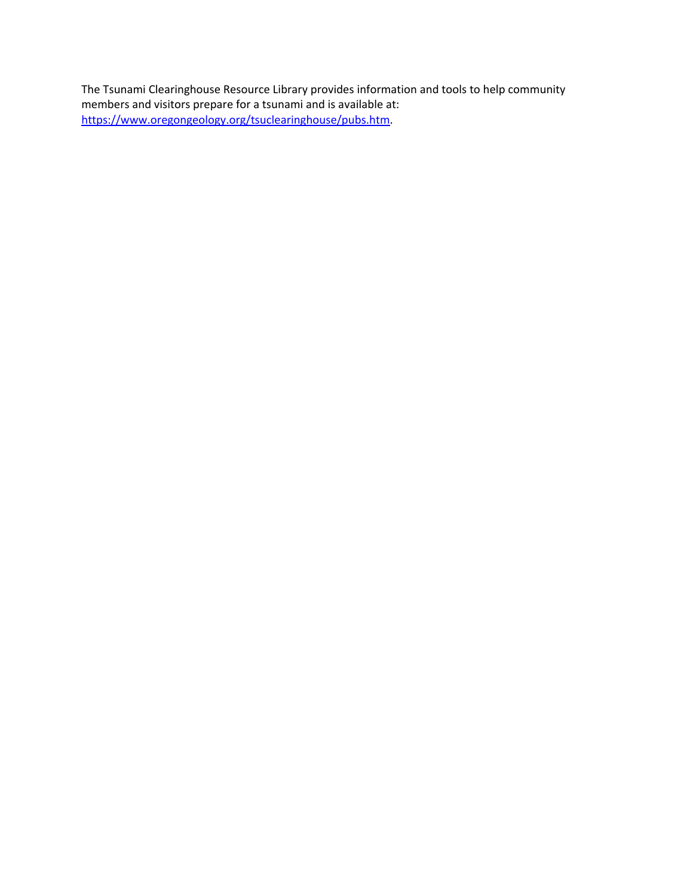The Tsunami Clearinghouse Resource Library provides information and tools to help community members and visitors prepare for a tsunami and is available at: [https://www.oregongeology.org/tsuclearinghouse/pubs.htm](https://www.oregongeology.org/tsuclearinghouse/pubs.htm).